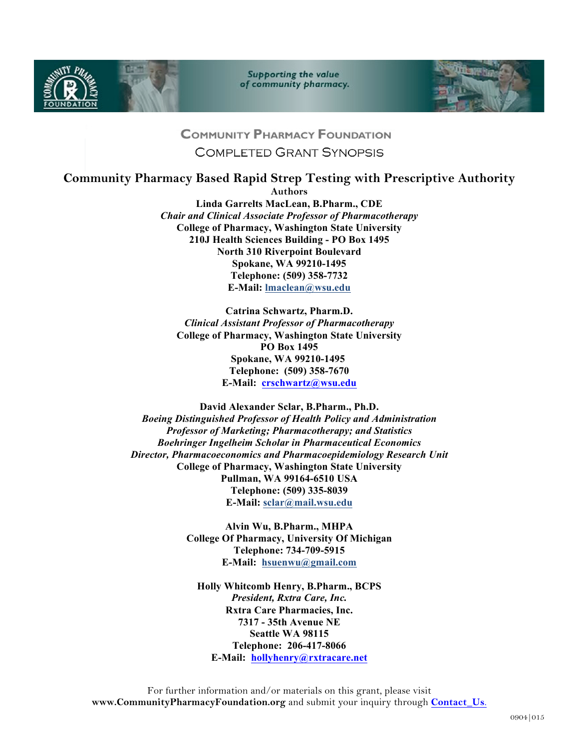Supporting the value of community pharmacy.

## Community Pharmacy Foundation

## Completed Grant Synopsis

# Community Pharmacy Based Rapid Strep Testing with Prescriptive Authority

**Authors**

**Linda Garrelts MacLean, B.Pharm., CDE**
*Chair and Clinical Associate Professor of Pharmacotherapy*
**College of Pharmacy, Washington State University**
**210J Health Sciences Building - PO Box 1495**
**North 310 Riverpoint Boulevard**
**Spokane, WA 99210-1495**
**Telephone: (509) 358-7732**
**E-Mail: lmaclean@wsu.edu**

**Catrina Schwartz, Pharm.D.**
*Clinical Assistant Professor of Pharmacotherapy*
**College of Pharmacy, Washington State University**
**PO Box 1495**
**Spokane, WA 99210-1495**
**Telephone: (509) 358-7670**
**E-Mail: crschwartz@wsu.edu**

**David Alexander Sclar, B.Pharm., Ph.D.**
*Boeing Distinguished Professor of Health Policy and Administration*
*Professor of Marketing; Pharmacotherapy; and Statistics*
*Boehringer Ingelheim Scholar in Pharmaceutical Economics*
*Director, Pharmacoeconomics and Pharmacoepidemiology Research Unit*
**College of Pharmacy, Washington State University**
**Pullman, WA 99164-6510 USA**
**Telephone: (509) 335-8039**
**E-Mail: sclar@mail.wsu.edu**

**Alvin Wu, B.Pharm., MHPA**
**College Of Pharmacy, University Of Michigan**
**Telephone: 734-709-5915**
**E-Mail: hsuenwu@gmail.com**

**Holly Whitcomb Henry, B.Pharm., BCPS**
*President, Rxtra Care, Inc.*
**Rxtra Care Pharmacies, Inc.**
**7317 - 35th Avenue NE**
**Seattle WA 98115**
**Telephone: 206-417-8066**
**E-Mail: hollyhenry@rxtracare.net**

For further information and/or materials on this grant, please visit **www.CommunityPharmacyFoundation.org** and submit your inquiry through **Contact_Us**.

0904|015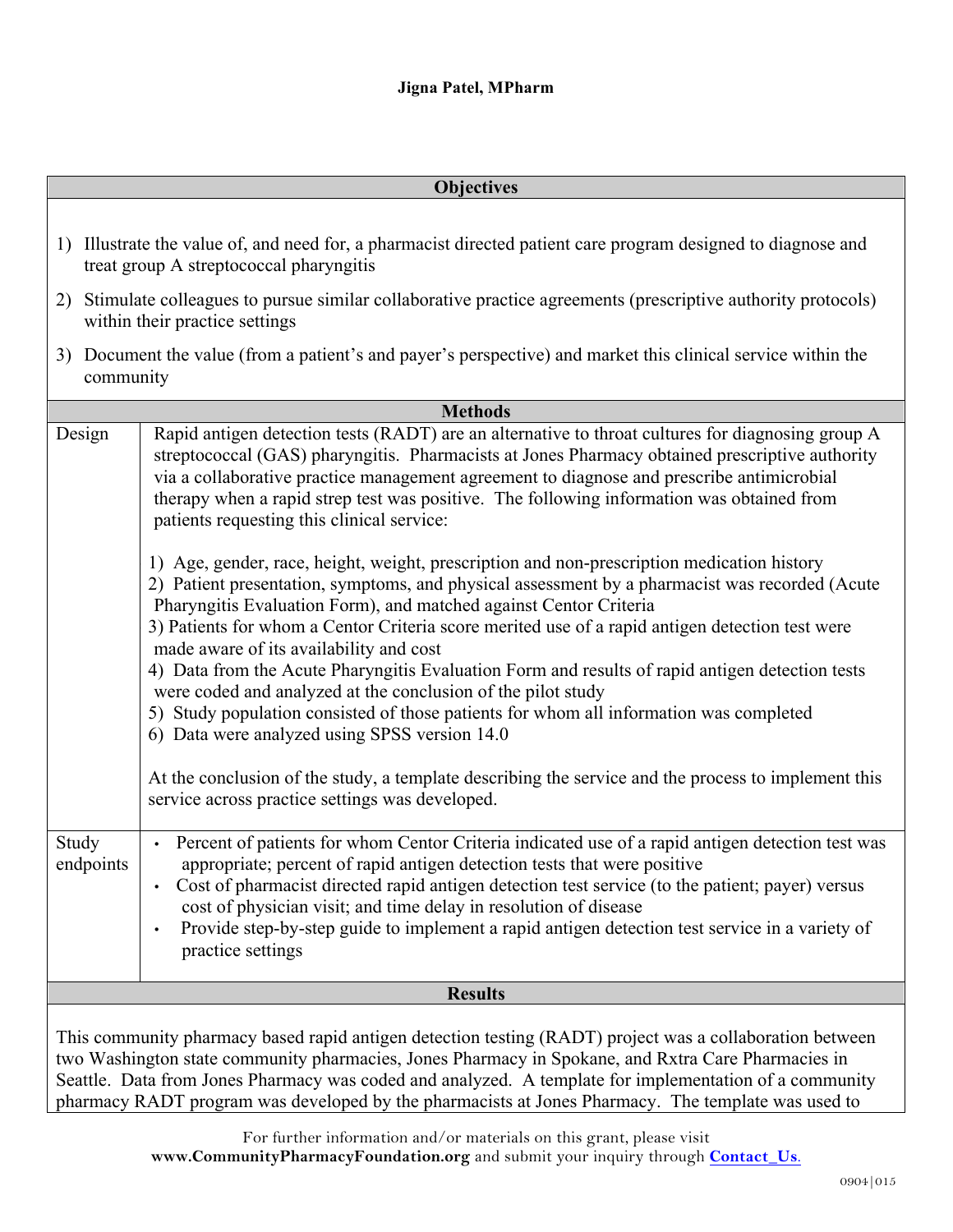**Jigna Patel, MPharm**

| Objectives | |
|---|---|
| 1) Illustrate the value of, and need for, a pharmacist directed patient care program designed to diagnose and treat group A streptococcal pharyngitis<br>2) Stimulate colleagues to pursue similar collaborative practice agreements (prescriptive authority protocols) within their practice settings<br>3) Document the value (from a patient's and payer's perspective) and market this clinical service within the community | |

| Methods | |
|---|---|
| Design | Rapid antigen detection tests (RADT) are an alternative to throat cultures for diagnosing group A streptococcal (GAS) pharyngitis. Pharmacists at Jones Pharmacy obtained prescriptive authority via a collaborative practice management agreement to diagnose and prescribe antimicrobial therapy when a rapid strep test was positive. The following information was obtained from patients requesting this clinical service:<br><br>1) Age, gender, race, height, weight, prescription and non-prescription medication history<br>2) Patient presentation, symptoms, and physical assessment by a pharmacist was recorded (Acute Pharyngitis Evaluation Form), and matched against Centor Criteria<br>3) Patients for whom a Centor Criteria score merited use of a rapid antigen detection test were made aware of its availability and cost<br>4) Data from the Acute Pharyngitis Evaluation Form and results of rapid antigen detection tests were coded and analyzed at the conclusion of the pilot study<br>5) Study population consisted of those patients for whom all information was completed<br>6) Data were analyzed using SPSS version 14.0<br><br>At the conclusion of the study, a template describing the service and the process to implement this service across practice settings was developed. |
| Study endpoints | • Percent of patients for whom Centor Criteria indicated use of a rapid antigen detection test was appropriate; percent of rapid antigen detection tests that were positive<br>• Cost of pharmacist directed rapid antigen detection test service (to the patient; payer) versus cost of physician visit; and time delay in resolution of disease<br>• Provide step-by-step guide to implement a rapid antigen detection test service in a variety of practice settings |

| Results |
|---|
| This community pharmacy based rapid antigen detection testing (RADT) project was a collaboration between two Washington state community pharmacies, Jones Pharmacy in Spokane, and Rxtra Care Pharmacies in Seattle. Data from Jones Pharmacy was coded and analyzed. A template for implementation of a community pharmacy RADT program was developed by the pharmacists at Jones Pharmacy. The template was used to |

For further information and/or materials on this grant, please visit **www.CommunityPharmacyFoundation.org** and submit your inquiry through **Contact_Us**.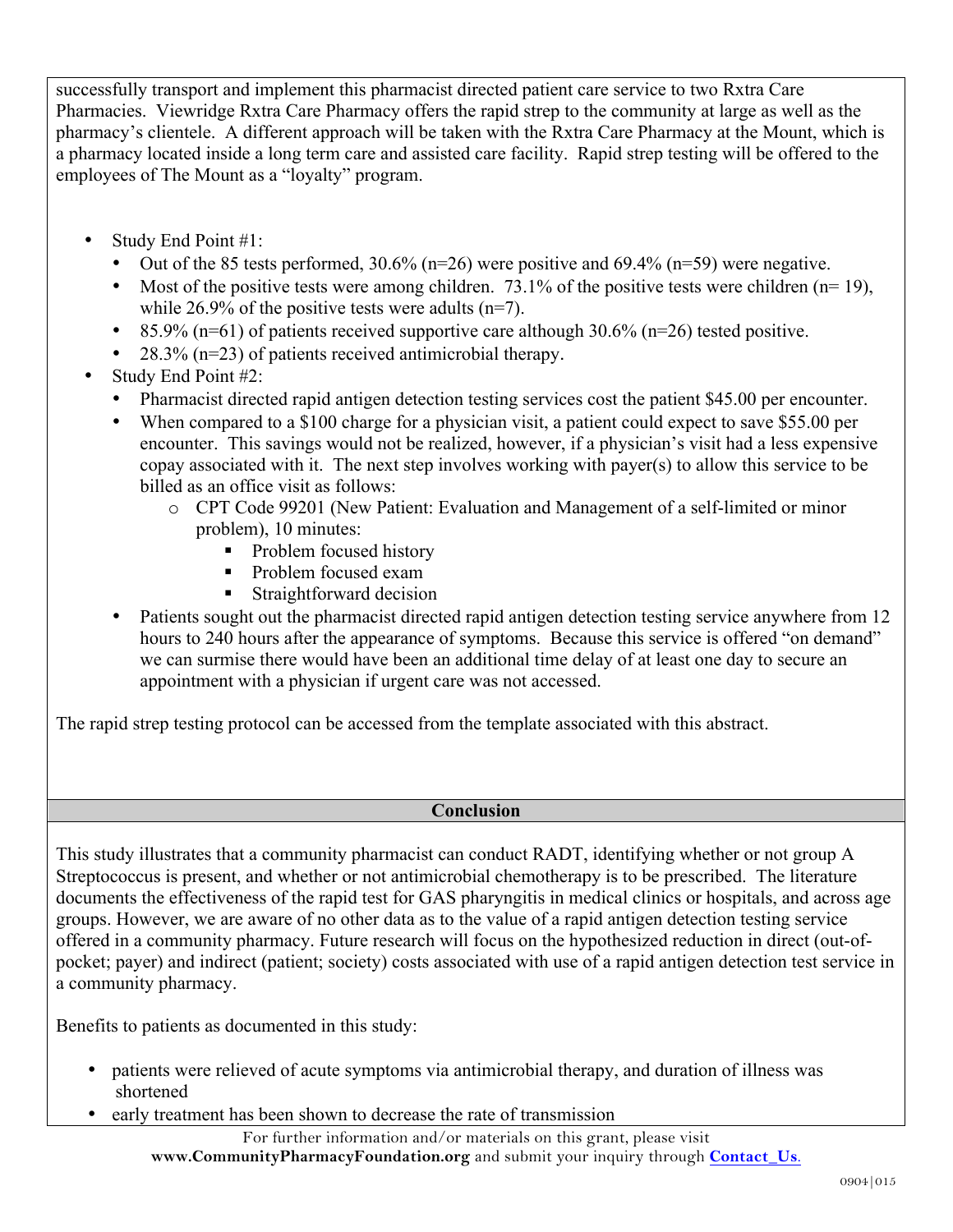successfully transport and implement this pharmacist directed patient care service to two Rxtra Care Pharmacies. Viewridge Rxtra Care Pharmacy offers the rapid strep to the community at large as well as the pharmacy's clientele. A different approach will be taken with the Rxtra Care Pharmacy at the Mount, which is a pharmacy located inside a long term care and assisted care facility. Rapid strep testing will be offered to the employees of The Mount as a "loyalty" program.

- Study End Point #1:
  - Out of the 85 tests performed, 30.6% (n=26) were positive and 69.4% (n=59) were negative.
  - Most of the positive tests were among children. 73.1% of the positive tests were children (n= 19), while 26.9% of the positive tests were adults (n=7).
  - 85.9% (n=61) of patients received supportive care although 30.6% (n=26) tested positive.
  - 28.3% (n=23) of patients received antimicrobial therapy.
- Study End Point #2:
  - Pharmacist directed rapid antigen detection testing services cost the patient $45.00 per encounter.
  - When compared to a $100 charge for a physician visit, a patient could expect to save $55.00 per encounter. This savings would not be realized, however, if a physician's visit had a less expensive copay associated with it. The next step involves working with payer(s) to allow this service to be billed as an office visit as follows:
    - CPT Code 99201 (New Patient: Evaluation and Management of a self-limited or minor problem), 10 minutes:
      - Problem focused history
      - Problem focused exam
      - Straightforward decision
  - Patients sought out the pharmacist directed rapid antigen detection testing service anywhere from 12 hours to 240 hours after the appearance of symptoms. Because this service is offered "on demand" we can surmise there would have been an additional time delay of at least one day to secure an appointment with a physician if urgent care was not accessed.

The rapid strep testing protocol can be accessed from the template associated with this abstract.

## Conclusion

This study illustrates that a community pharmacist can conduct RADT, identifying whether or not group A Streptococcus is present, and whether or not antimicrobial chemotherapy is to be prescribed. The literature documents the effectiveness of the rapid test for GAS pharyngitis in medical clinics or hospitals, and across age groups. However, we are aware of no other data as to the value of a rapid antigen detection testing service offered in a community pharmacy. Future research will focus on the hypothesized reduction in direct (out-of-pocket; payer) and indirect (patient; society) costs associated with use of a rapid antigen detection test service in a community pharmacy.

Benefits to patients as documented in this study:

- patients were relieved of acute symptoms via antimicrobial therapy, and duration of illness was shortened
- early treatment has been shown to decrease the rate of transmission

For further information and/or materials on this grant, please visit **www.CommunityPharmacyFoundation.org** and submit your inquiry through **Contact_Us**.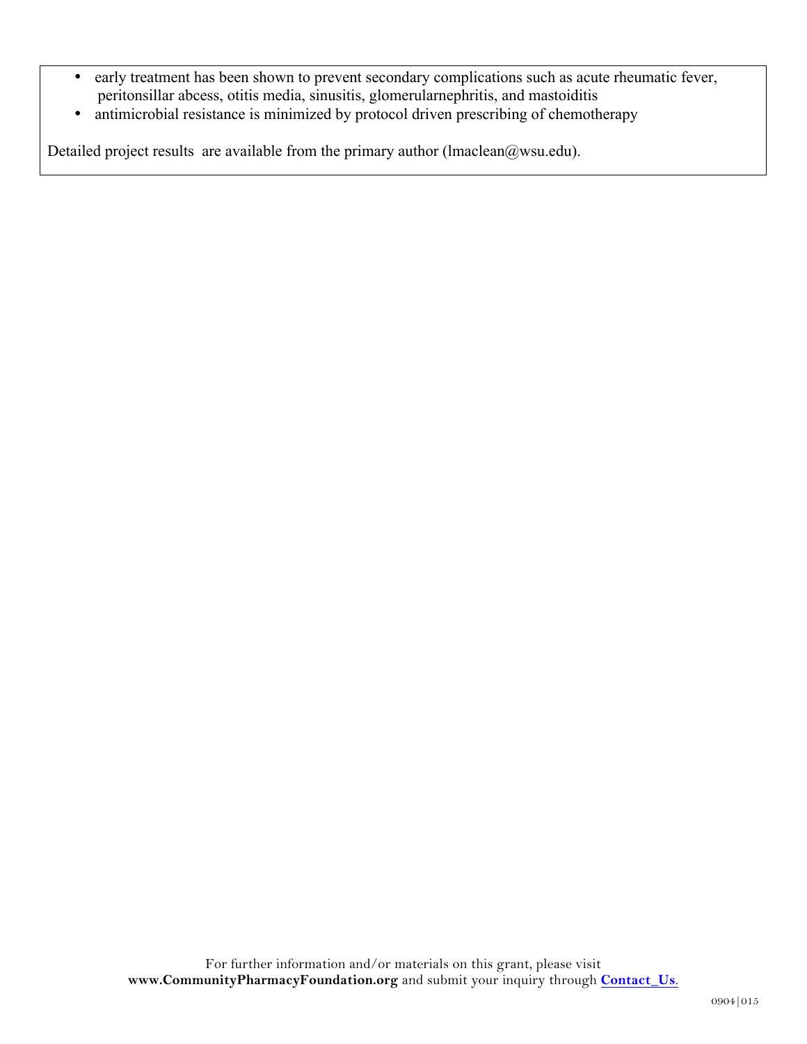- early treatment has been shown to prevent secondary complications such as acute rheumatic fever, peritonsillar abcess, otitis media, sinusitis, glomerularnephritis, and mastoiditis
- antimicrobial resistance is minimized by protocol driven prescribing of chemotherapy

Detailed project results are available from the primary author (lmaclean@wsu.edu).

For further information and/or materials on this grant, please visit **www.CommunityPharmacyFoundation.org** and submit your inquiry through **Contact_Us**.

0904|015